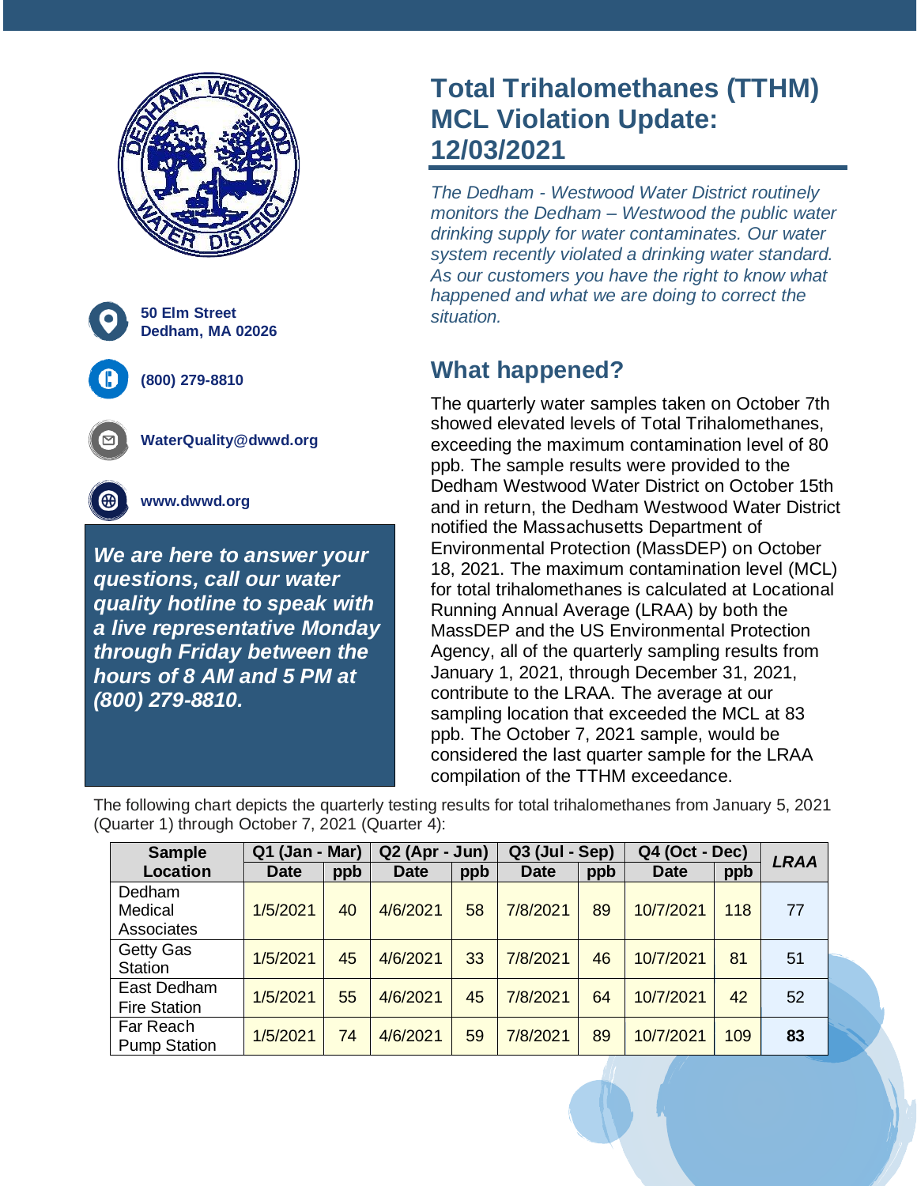# Total Trihalomethanes (TTHM) MCL Violation Update: 12/03/2021

*The Dedham - Westwood Water District routinely monitors the Dedham – Westwood the public water drinking supply for water contaminates. Our water system recently violated a drinking water standard. As our customers you have the right to know what happened and what we are doing to correct the situation.*

**50 Elm Street**
**Dedham, MA 02026**

**(800) 279-8810**

**WaterQuality@dwwd.org**

**www.dwwd.org**

***We are here to answer your questions, call our water quality hotline to speak with a live representative Monday through Friday between the hours of 8 AM and 5 PM at (800) 279-8810.***

## What happened?

The quarterly water samples taken on October 7th showed elevated levels of Total Trihalomethanes, exceeding the maximum contamination level of 80 ppb. The sample results were provided to the Dedham Westwood Water District on October 15th and in return, the Dedham Westwood Water District notified the Massachusetts Department of Environmental Protection (MassDEP) on October 18, 2021. The maximum contamination level (MCL) for total trihalomethanes is calculated at Locational Running Annual Average (LRAA) by both the MassDEP and the US Environmental Protection Agency, all of the quarterly sampling results from January 1, 2021, through December 31, 2021, contribute to the LRAA. The average at our sampling location that exceeded the MCL at 83 ppb. The October 7, 2021 sample, would be considered the last quarter sample for the LRAA compilation of the TTHM exceedance.

The following chart depicts the quarterly testing results for total trihalomethanes from January 5, 2021 (Quarter 1) through October 7, 2021 (Quarter 4):

| Sample Location | Q1 (Jan - Mar) | | Q2 (Apr - Jun) | | Q3 (Jul - Sep) | | Q4 (Oct - Dec) | | *LRAA* |
|---|---|---|---|---|---|---|---|---|---|
| | Date | ppb | Date | ppb | Date | ppb | Date | ppb | |
| Dedham Medical Associates | 1/5/2021 | 40 | 4/6/2021 | 58 | 7/8/2021 | 89 | 10/7/2021 | 118 | 77 |
| Getty Gas Station | 1/5/2021 | 45 | 4/6/2021 | 33 | 7/8/2021 | 46 | 10/7/2021 | 81 | 51 |
| East Dedham Fire Station | 1/5/2021 | 55 | 4/6/2021 | 45 | 7/8/2021 | 64 | 10/7/2021 | 42 | 52 |
| Far Reach Pump Station | 1/5/2021 | 74 | 4/6/2021 | 59 | 7/8/2021 | 89 | 10/7/2021 | 109 | **83** |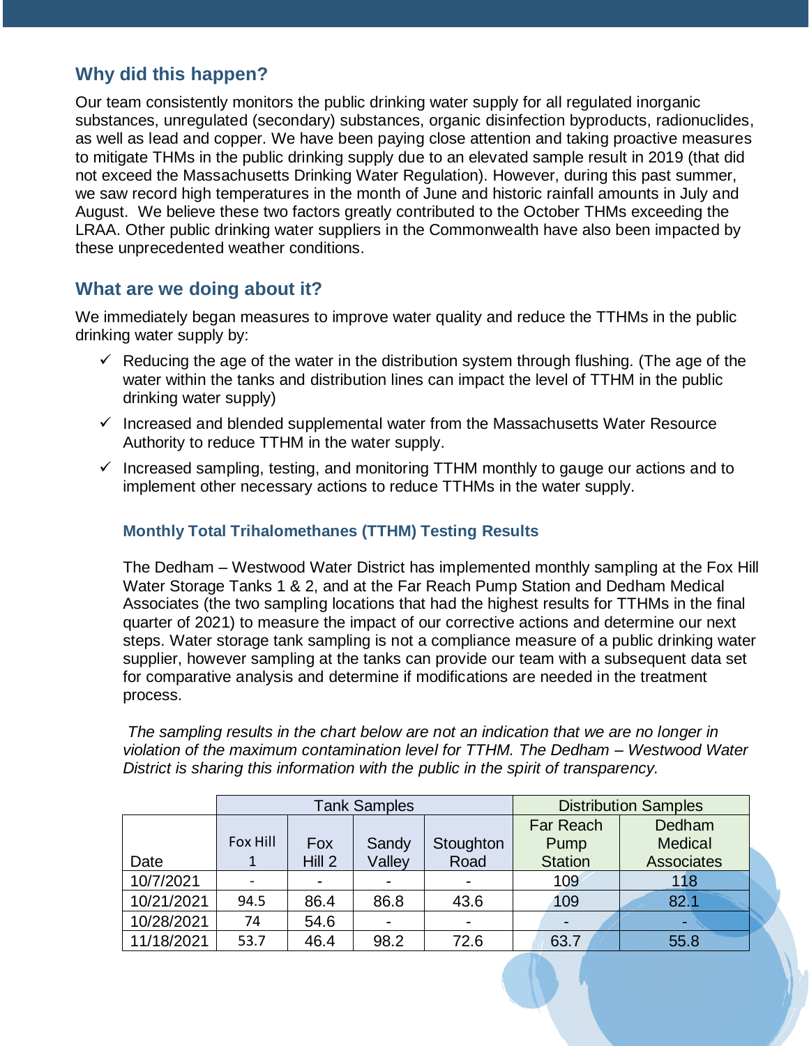## Why did this happen?

Our team consistently monitors the public drinking water supply for all regulated inorganic substances, unregulated (secondary) substances, organic disinfection byproducts, radionuclides, as well as lead and copper. We have been paying close attention and taking proactive measures to mitigate THMs in the public drinking supply due to an elevated sample result in 2019 (that did not exceed the Massachusetts Drinking Water Regulation). However, during this past summer, we saw record high temperatures in the month of June and historic rainfall amounts in July and August. We believe these two factors greatly contributed to the October THMs exceeding the LRAA. Other public drinking water suppliers in the Commonwealth have also been impacted by these unprecedented weather conditions.

## What are we doing about it?

We immediately began measures to improve water quality and reduce the TTHMs in the public drinking water supply by:

- ✓ Reducing the age of the water in the distribution system through flushing. (The age of the water within the tanks and distribution lines can impact the level of TTHM in the public drinking water supply)
- ✓ Increased and blended supplemental water from the Massachusetts Water Resource Authority to reduce TTHM in the water supply.
- ✓ Increased sampling, testing, and monitoring TTHM monthly to gauge our actions and to implement other necessary actions to reduce TTHMs in the water supply.

### Monthly Total Trihalomethanes (TTHM) Testing Results

The Dedham – Westwood Water District has implemented monthly sampling at the Fox Hill Water Storage Tanks 1 & 2, and at the Far Reach Pump Station and Dedham Medical Associates (the two sampling locations that had the highest results for TTHMs in the final quarter of 2021) to measure the impact of our corrective actions and determine our next steps. Water storage tank sampling is not a compliance measure of a public drinking water supplier, however sampling at the tanks can provide our team with a subsequent data set for comparative analysis and determine if modifications are needed in the treatment process.

*The sampling results in the chart below are not an indication that we are no longer in violation of the maximum contamination level for TTHM. The Dedham – Westwood Water District is sharing this information with the public in the spirit of transparency.*

| | Tank Samples | | | | Distribution Samples | |
|---|---|---|---|---|---|---|
| Date | Fox Hill 1 | Fox Hill 2 | Sandy Valley | Stoughton Road | Far Reach Pump Station | Dedham Medical Associates |
| 10/7/2021 | - | - | - | - | 109 | 118 |
| 10/21/2021 | 94.5 | 86.4 | 86.8 | 43.6 | 109 | 82.1 |
| 10/28/2021 | 74 | 54.6 | - | - | - | - |
| 11/18/2021 | 53.7 | 46.4 | 98.2 | 72.6 | 63.7 | 55.8 |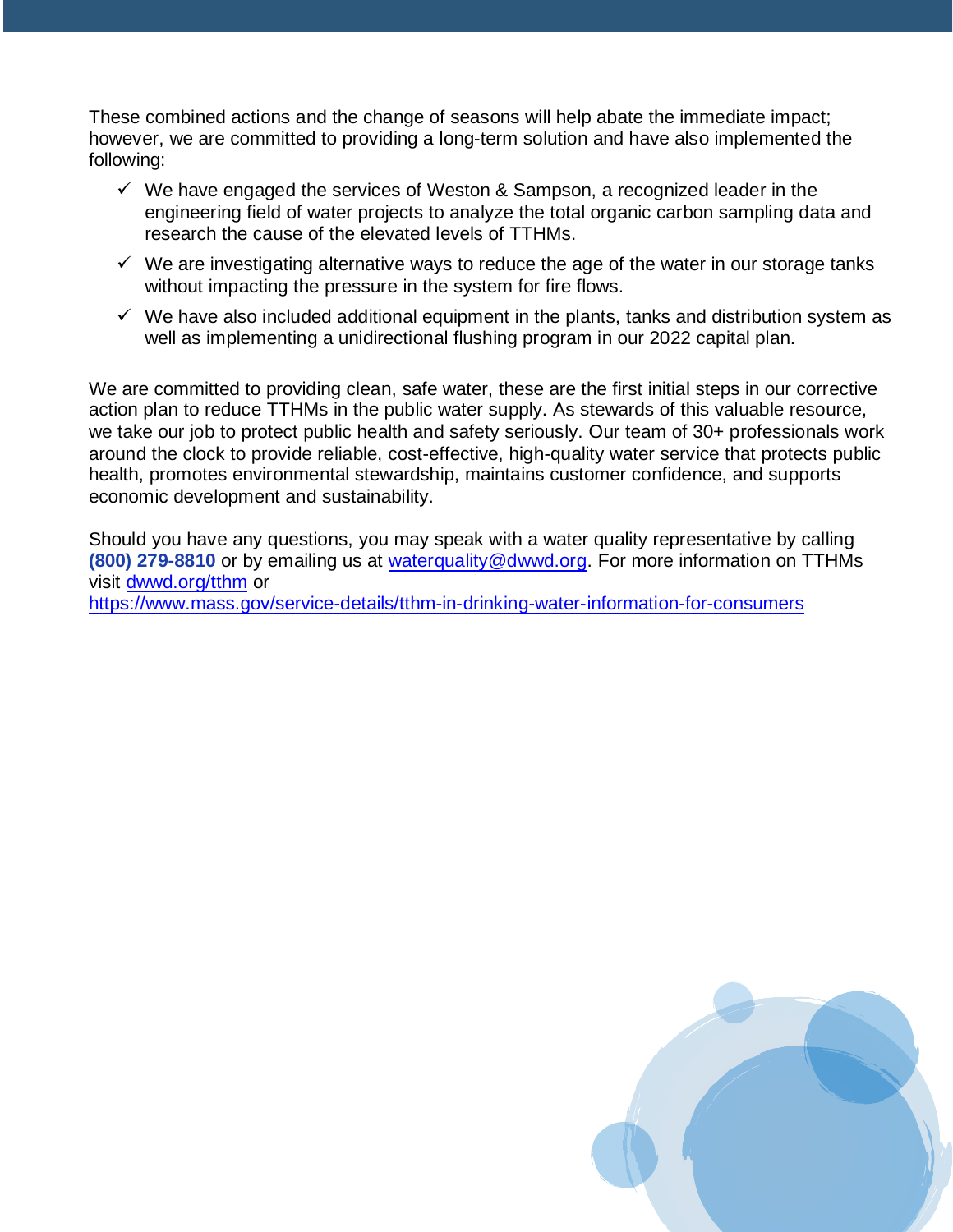These combined actions and the change of seasons will help abate the immediate impact; however, we are committed to providing a long-term solution and have also implemented the following:

- ✓ We have engaged the services of Weston & Sampson, a recognized leader in the engineering field of water projects to analyze the total organic carbon sampling data and research the cause of the elevated levels of TTHMs.
- ✓ We are investigating alternative ways to reduce the age of the water in our storage tanks without impacting the pressure in the system for fire flows.
- ✓ We have also included additional equipment in the plants, tanks and distribution system as well as implementing a unidirectional flushing program in our 2022 capital plan.

We are committed to providing clean, safe water, these are the first initial steps in our corrective action plan to reduce TTHMs in the public water supply. As stewards of this valuable resource, we take our job to protect public health and safety seriously. Our team of 30+ professionals work around the clock to provide reliable, cost-effective, high-quality water service that protects public health, promotes environmental stewardship, maintains customer confidence, and supports economic development and sustainability.

Should you have any questions, you may speak with a water quality representative by calling **(800) 279-8810** or by emailing us at waterquality@dwwd.org. For more information on TTHMs visit dwwd.org/tthm or https://www.mass.gov/service-details/tthm-in-drinking-water-information-for-consumers